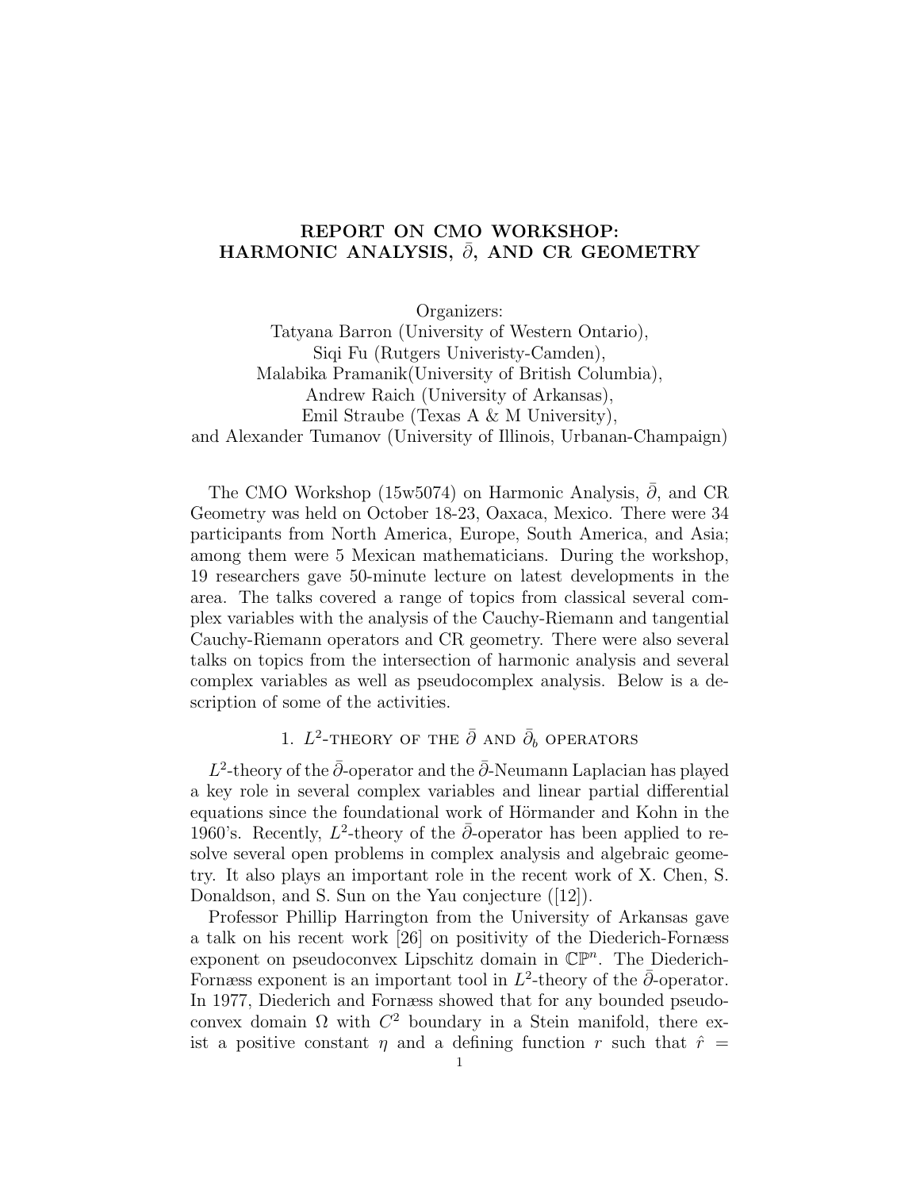# REPORT ON CMO WORKSHOP: HARMONIC ANALYSIS, $\bar{\partial}$, AND CR GEOMETRY

Organizers:
Tatyana Barron (University of Western Ontario),
Siqi Fu (Rutgers Univeristy-Camden),
Malabika Pramanik(University of British Columbia),
Andrew Raich (University of Arkansas),
Emil Straube (Texas A & M University),
and Alexander Tumanov (University of Illinois, Urbanan-Champaign)

The CMO Workshop (15w5074) on Harmonic Analysis, $\bar{\partial}$, and CR Geometry was held on October 18-23, Oaxaca, Mexico. There were 34 participants from North America, Europe, South America, and Asia; among them were 5 Mexican mathematicians. During the workshop, 19 researchers gave 50-minute lecture on latest developments in the area. The talks covered a range of topics from classical several complex variables with the analysis of the Cauchy-Riemann and tangential Cauchy-Riemann operators and CR geometry. There were also several talks on topics from the intersection of harmonic analysis and several complex variables as well as pseudocomplex analysis. Below is a description of some of the activities.

## 1. $L^2$-theory of the $\bar{\partial}$ and $\bar{\partial}_b$ operators

$L^2$-theory of the $\bar{\partial}$-operator and the $\bar{\partial}$-Neumann Laplacian has played a key role in several complex variables and linear partial differential equations since the foundational work of Hörmander and Kohn in the 1960's. Recently, $L^2$-theory of the $\bar{\partial}$-operator has been applied to resolve several open problems in complex analysis and algebraic geometry. It also plays an important role in the recent work of X. Chen, S. Donaldson, and S. Sun on the Yau conjecture ([12]).

Professor Phillip Harrington from the University of Arkansas gave a talk on his recent work [26] on positivity of the Diederich-Fornæss exponent on pseudoconvex Lipschitz domain in $\mathbb{CP}^n$. The Diederich-Fornæss exponent is an important tool in $L^2$-theory of the $\bar{\partial}$-operator. In 1977, Diederich and Fornæss showed that for any bounded pseudoconvex domain $\Omega$ with $C^2$ boundary in a Stein manifold, there exist a positive constant $\eta$ and a defining function $r$ such that $\hat{r} =$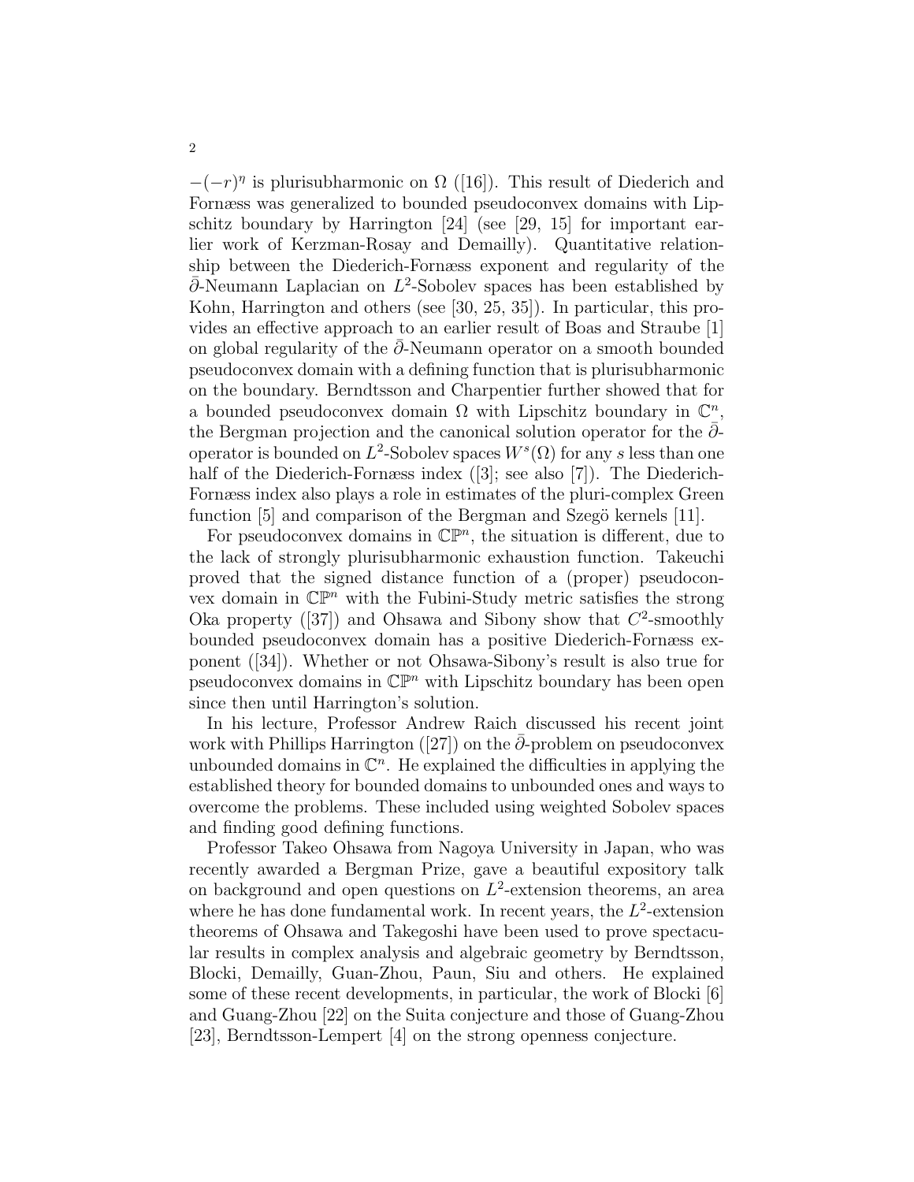$-(-r)^\eta$ is plurisubharmonic on $\Omega$ ([16]). This result of Diederich and Fornæss was generalized to bounded pseudoconvex domains with Lipschitz boundary by Harrington [24] (see [29, 15] for important earlier work of Kerzman-Rosay and Demailly). Quantitative relationship between the Diederich-Fornæss exponent and regularity of the $\bar{\partial}$-Neumann Laplacian on $L^2$-Sobolev spaces has been established by Kohn, Harrington and others (see [30, 25, 35]). In particular, this provides an effective approach to an earlier result of Boas and Straube [1] on global regularity of the $\bar{\partial}$-Neumann operator on a smooth bounded pseudoconvex domain with a defining function that is plurisubharmonic on the boundary. Berndtsson and Charpentier further showed that for a bounded pseudoconvex domain $\Omega$ with Lipschitz boundary in $\mathbb{C}^n$, the Bergman projection and the canonical solution operator for the $\bar{\partial}$-operator is bounded on $L^2$-Sobolev spaces $W^s(\Omega)$ for any $s$ less than one half of the Diederich-Fornæss index ([3]; see also [7]). The Diederich-Fornæss index also plays a role in estimates of the pluri-complex Green function [5] and comparison of the Bergman and Szegö kernels [11].

For pseudoconvex domains in $\mathbb{CP}^n$, the situation is different, due to the lack of strongly plurisubharmonic exhaustion function. Takeuchi proved that the signed distance function of a (proper) pseudoconvex domain in $\mathbb{CP}^n$ with the Fubini-Study metric satisfies the strong Oka property ([37]) and Ohsawa and Sibony show that $C^2$-smoothly bounded pseudoconvex domain has a positive Diederich-Fornæss exponent ([34]). Whether or not Ohsawa-Sibony's result is also true for pseudoconvex domains in $\mathbb{CP}^n$ with Lipschitz boundary has been open since then until Harrington's solution.

In his lecture, Professor Andrew Raich discussed his recent joint work with Phillips Harrington ([27]) on the $\bar{\partial}$-problem on pseudoconvex unbounded domains in $\mathbb{C}^n$. He explained the difficulties in applying the established theory for bounded domains to unbounded ones and ways to overcome the problems. These included using weighted Sobolev spaces and finding good defining functions.

Professor Takeo Ohsawa from Nagoya University in Japan, who was recently awarded a Bergman Prize, gave a beautiful expository talk on background and open questions on $L^2$-extension theorems, an area where he has done fundamental work. In recent years, the $L^2$-extension theorems of Ohsawa and Takegoshi have been used to prove spectacular results in complex analysis and algebraic geometry by Berndtsson, Blocki, Demailly, Guan-Zhou, Paun, Siu and others. He explained some of these recent developments, in particular, the work of Blocki [6] and Guang-Zhou [22] on the Suita conjecture and those of Guang-Zhou [23], Berndtsson-Lempert [4] on the strong openness conjecture.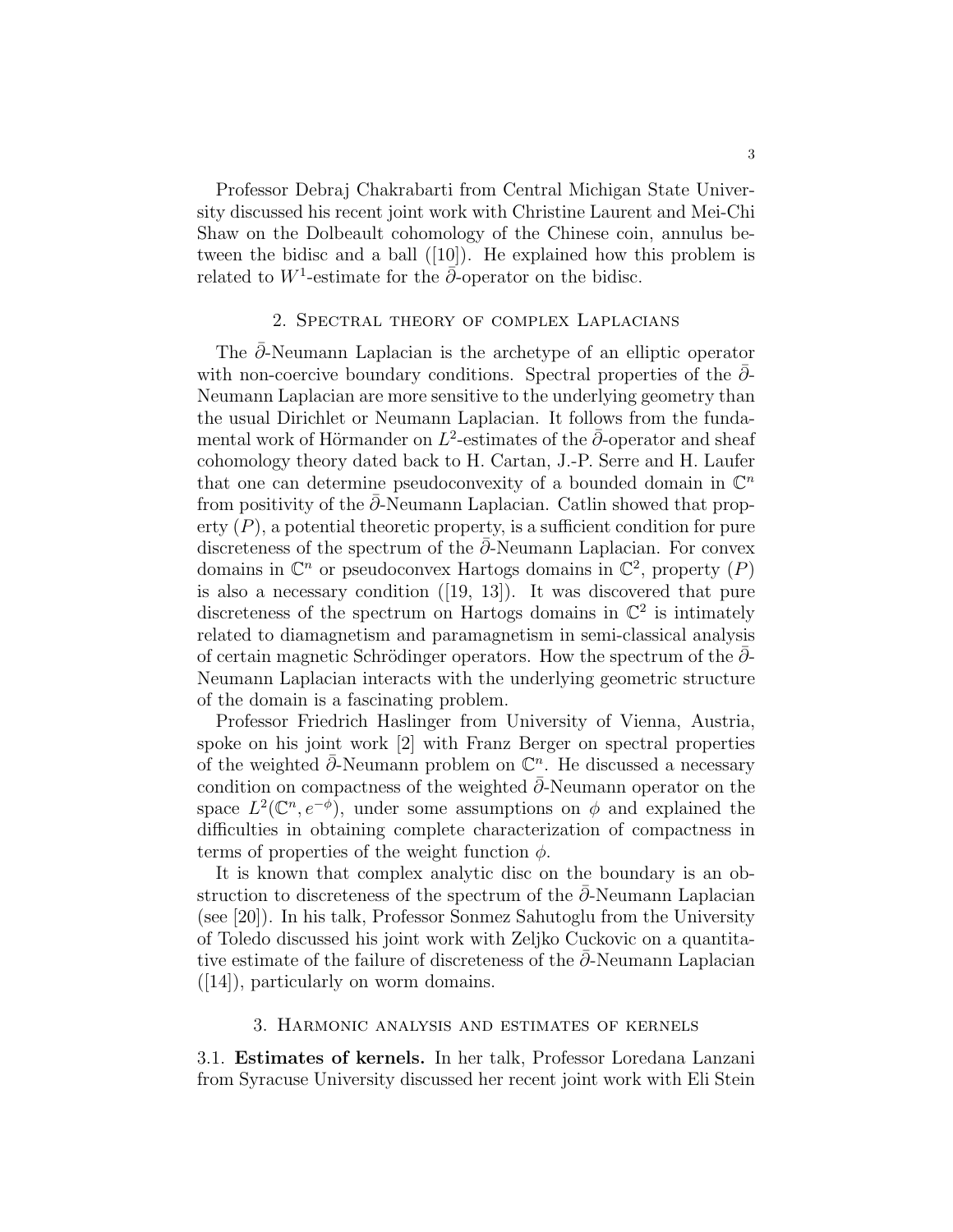Professor Debraj Chakrabarti from Central Michigan State University discussed his recent joint work with Christine Laurent and Mei-Chi Shaw on the Dolbeault cohomology of the Chinese coin, annulus between the bidisc and a ball ([10]). He explained how this problem is related to $W^1$-estimate for the $\bar{\partial}$-operator on the bidisc.

## 2. Spectral theory of complex Laplacians

The $\bar{\partial}$-Neumann Laplacian is the archetype of an elliptic operator with non-coercive boundary conditions. Spectral properties of the $\bar{\partial}$-Neumann Laplacian are more sensitive to the underlying geometry than the usual Dirichlet or Neumann Laplacian. It follows from the fundamental work of Hörmander on $L^2$-estimates of the $\bar{\partial}$-operator and sheaf cohomology theory dated back to H. Cartan, J.-P. Serre and H. Laufer that one can determine pseudoconvexity of a bounded domain in $\mathbb{C}^n$ from positivity of the $\bar{\partial}$-Neumann Laplacian. Catlin showed that property $(P)$, a potential theoretic property, is a sufficient condition for pure discreteness of the spectrum of the $\bar{\partial}$-Neumann Laplacian. For convex domains in $\mathbb{C}^n$ or pseudoconvex Hartogs domains in $\mathbb{C}^2$, property $(P)$ is also a necessary condition ([19, 13]). It was discovered that pure discreteness of the spectrum on Hartogs domains in $\mathbb{C}^2$ is intimately related to diamagnetism and paramagnetism in semi-classical analysis of certain magnetic Schrödinger operators. How the spectrum of the $\bar{\partial}$-Neumann Laplacian interacts with the underlying geometric structure of the domain is a fascinating problem.

Professor Friedrich Haslinger from University of Vienna, Austria, spoke on his joint work [2] with Franz Berger on spectral properties of the weighted $\bar{\partial}$-Neumann problem on $\mathbb{C}^n$. He discussed a necessary condition on compactness of the weighted $\bar{\partial}$-Neumann operator on the space $L^2(\mathbb{C}^n, e^{-\phi})$, under some assumptions on $\phi$ and explained the difficulties in obtaining complete characterization of compactness in terms of properties of the weight function $\phi$.

It is known that complex analytic disc on the boundary is an obstruction to discreteness of the spectrum of the $\bar{\partial}$-Neumann Laplacian (see [20]). In his talk, Professor Sonmez Sahutoglu from the University of Toledo discussed his joint work with Zeljko Cuckovic on a quantitative estimate of the failure of discreteness of the $\bar{\partial}$-Neumann Laplacian ([14]), particularly on worm domains.

## 3. Harmonic analysis and estimates of kernels

3.1. **Estimates of kernels.** In her talk, Professor Loredana Lanzani from Syracuse University discussed her recent joint work with Eli Stein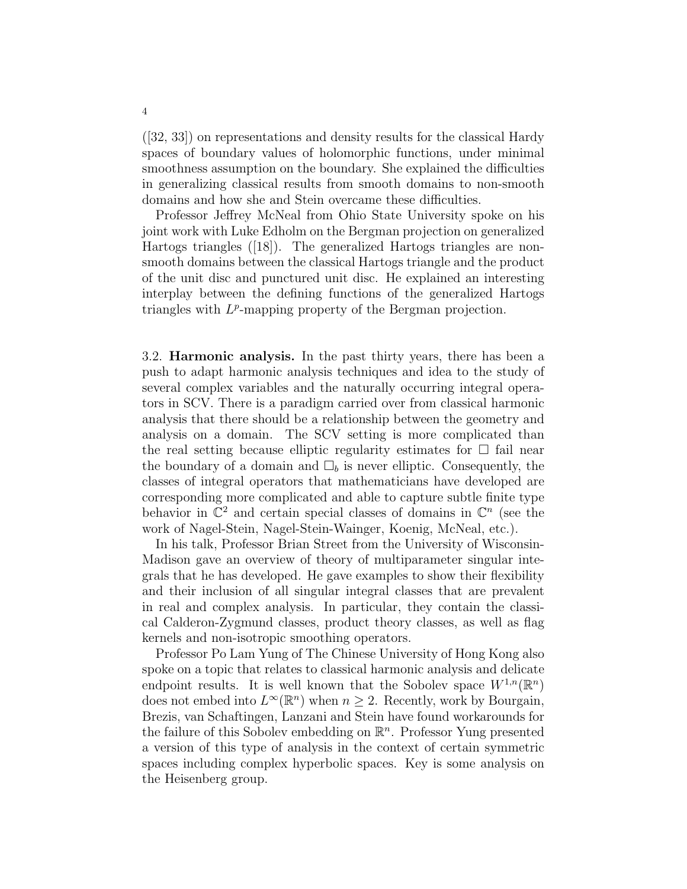([32, 33]) on representations and density results for the classical Hardy spaces of boundary values of holomorphic functions, under minimal smoothness assumption on the boundary. She explained the difficulties in generalizing classical results from smooth domains to non-smooth domains and how she and Stein overcame these difficulties.

Professor Jeffrey McNeal from Ohio State University spoke on his joint work with Luke Edholm on the Bergman projection on generalized Hartogs triangles ([18]). The generalized Hartogs triangles are non-smooth domains between the classical Hartogs triangle and the product of the unit disc and punctured unit disc. He explained an interesting interplay between the defining functions of the generalized Hartogs triangles with $L^p$-mapping property of the Bergman projection.

3.2. **Harmonic analysis.** In the past thirty years, there has been a push to adapt harmonic analysis techniques and idea to the study of several complex variables and the naturally occurring integral operators in SCV. There is a paradigm carried over from classical harmonic analysis that there should be a relationship between the geometry and analysis on a domain. The SCV setting is more complicated than the real setting because elliptic regularity estimates for $\square$ fail near the boundary of a domain and $\square_b$ is never elliptic. Consequently, the classes of integral operators that mathematicians have developed are corresponding more complicated and able to capture subtle finite type behavior in $\mathbb{C}^2$ and certain special classes of domains in $\mathbb{C}^n$ (see the work of Nagel-Stein, Nagel-Stein-Wainger, Koenig, McNeal, etc.).

In his talk, Professor Brian Street from the University of Wisconsin-Madison gave an overview of theory of multiparameter singular integrals that he has developed. He gave examples to show their flexibility and their inclusion of all singular integral classes that are prevalent in real and complex analysis. In particular, they contain the classical Calderon-Zygmund classes, product theory classes, as well as flag kernels and non-isotropic smoothing operators.

Professor Po Lam Yung of The Chinese University of Hong Kong also spoke on a topic that relates to classical harmonic analysis and delicate endpoint results. It is well known that the Sobolev space $W^{1,n}(\mathbb{R}^n)$ does not embed into $L^\infty(\mathbb{R}^n)$ when $n \geq 2$. Recently, work by Bourgain, Brezis, van Schaftingen, Lanzani and Stein have found workarounds for the failure of this Sobolev embedding on $\mathbb{R}^n$. Professor Yung presented a version of this type of analysis in the context of certain symmetric spaces including complex hyperbolic spaces. Key is some analysis on the Heisenberg group.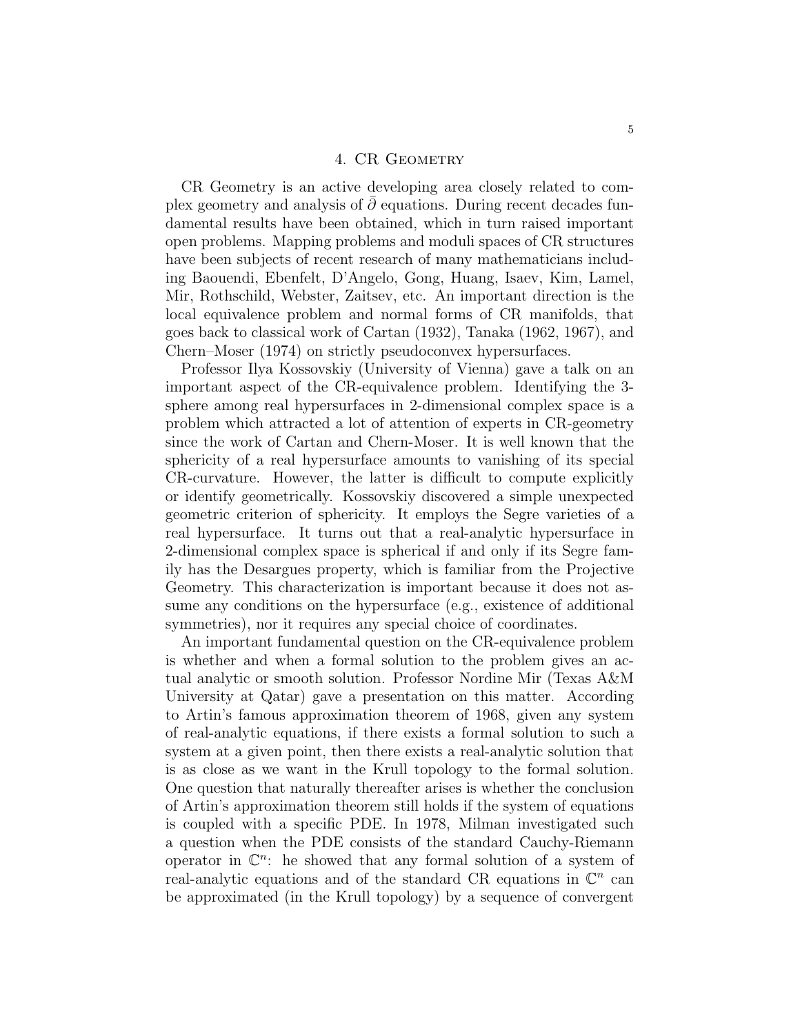## 4. CR Geometry

CR Geometry is an active developing area closely related to complex geometry and analysis of $\bar{\partial}$ equations. During recent decades fundamental results have been obtained, which in turn raised important open problems. Mapping problems and moduli spaces of CR structures have been subjects of recent research of many mathematicians including Baouendi, Ebenfelt, D'Angelo, Gong, Huang, Isaev, Kim, Lamel, Mir, Rothschild, Webster, Zaitsev, etc. An important direction is the local equivalence problem and normal forms of CR manifolds, that goes back to classical work of Cartan (1932), Tanaka (1962, 1967), and Chern–Moser (1974) on strictly pseudoconvex hypersurfaces.

Professor Ilya Kossovskiy (University of Vienna) gave a talk on an important aspect of the CR-equivalence problem. Identifying the 3-sphere among real hypersurfaces in 2-dimensional complex space is a problem which attracted a lot of attention of experts in CR-geometry since the work of Cartan and Chern-Moser. It is well known that the sphericity of a real hypersurface amounts to vanishing of its special CR-curvature. However, the latter is difficult to compute explicitly or identify geometrically. Kossovskiy discovered a simple unexpected geometric criterion of sphericity. It employs the Segre varieties of a real hypersurface. It turns out that a real-analytic hypersurface in 2-dimensional complex space is spherical if and only if its Segre family has the Desargues property, which is familiar from the Projective Geometry. This characterization is important because it does not assume any conditions on the hypersurface (e.g., existence of additional symmetries), nor it requires any special choice of coordinates.

An important fundamental question on the CR-equivalence problem is whether and when a formal solution to the problem gives an actual analytic or smooth solution. Professor Nordine Mir (Texas A&M University at Qatar) gave a presentation on this matter. According to Artin's famous approximation theorem of 1968, given any system of real-analytic equations, if there exists a formal solution to such a system at a given point, then there exists a real-analytic solution that is as close as we want in the Krull topology to the formal solution. One question that naturally thereafter arises is whether the conclusion of Artin's approximation theorem still holds if the system of equations is coupled with a specific PDE. In 1978, Milman investigated such a question when the PDE consists of the standard Cauchy-Riemann operator in $\mathbb{C}^n$: he showed that any formal solution of a system of real-analytic equations and of the standard CR equations in $\mathbb{C}^n$ can be approximated (in the Krull topology) by a sequence of convergent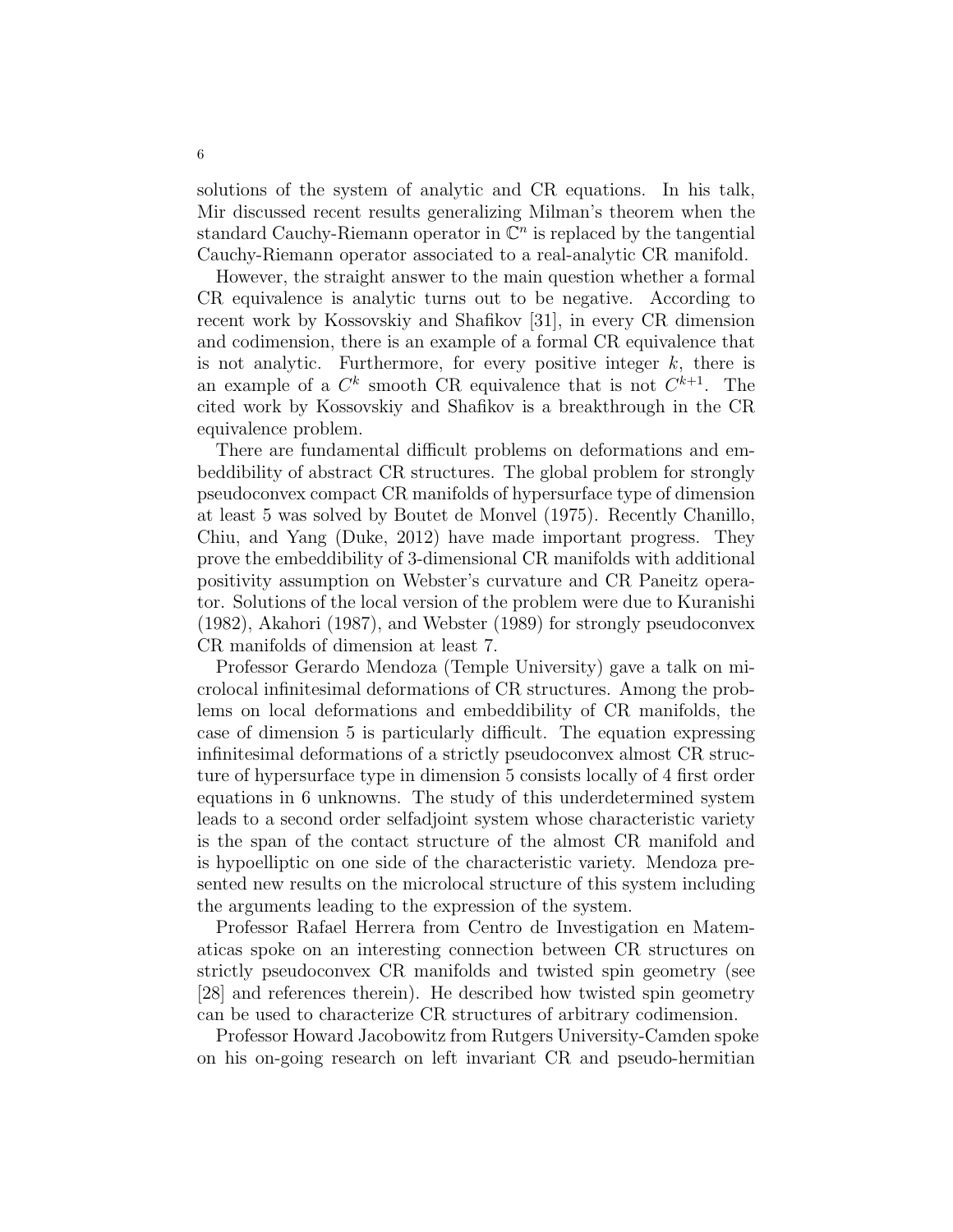solutions of the system of analytic and CR equations. In his talk, Mir discussed recent results generalizing Milman's theorem when the standard Cauchy-Riemann operator in $\mathbb{C}^n$ is replaced by the tangential Cauchy-Riemann operator associated to a real-analytic CR manifold.

However, the straight answer to the main question whether a formal CR equivalence is analytic turns out to be negative. According to recent work by Kossovskiy and Shafikov [31], in every CR dimension and codimension, there is an example of a formal CR equivalence that is not analytic. Furthermore, for every positive integer $k$, there is an example of a $C^k$ smooth CR equivalence that is not $C^{k+1}$. The cited work by Kossovskiy and Shafikov is a breakthrough in the CR equivalence problem.

There are fundamental difficult problems on deformations and embeddibility of abstract CR structures. The global problem for strongly pseudoconvex compact CR manifolds of hypersurface type of dimension at least 5 was solved by Boutet de Monvel (1975). Recently Chanillo, Chiu, and Yang (Duke, 2012) have made important progress. They prove the embeddibility of 3-dimensional CR manifolds with additional positivity assumption on Webster's curvature and CR Paneitz operator. Solutions of the local version of the problem were due to Kuranishi (1982), Akahori (1987), and Webster (1989) for strongly pseudoconvex CR manifolds of dimension at least 7.

Professor Gerardo Mendoza (Temple University) gave a talk on microlocal infinitesimal deformations of CR structures. Among the problems on local deformations and embeddibility of CR manifolds, the case of dimension 5 is particularly difficult. The equation expressing infinitesimal deformations of a strictly pseudoconvex almost CR structure of hypersurface type in dimension 5 consists locally of 4 first order equations in 6 unknowns. The study of this underdetermined system leads to a second order selfadjoint system whose characteristic variety is the span of the contact structure of the almost CR manifold and is hypoelliptic on one side of the characteristic variety. Mendoza presented new results on the microlocal structure of this system including the arguments leading to the expression of the system.

Professor Rafael Herrera from Centro de Investigation en Matematicas spoke on an interesting connection between CR structures on strictly pseudoconvex CR manifolds and twisted spin geometry (see [28] and references therein). He described how twisted spin geometry can be used to characterize CR structures of arbitrary codimension.

Professor Howard Jacobowitz from Rutgers University-Camden spoke on his on-going research on left invariant CR and pseudo-hermitian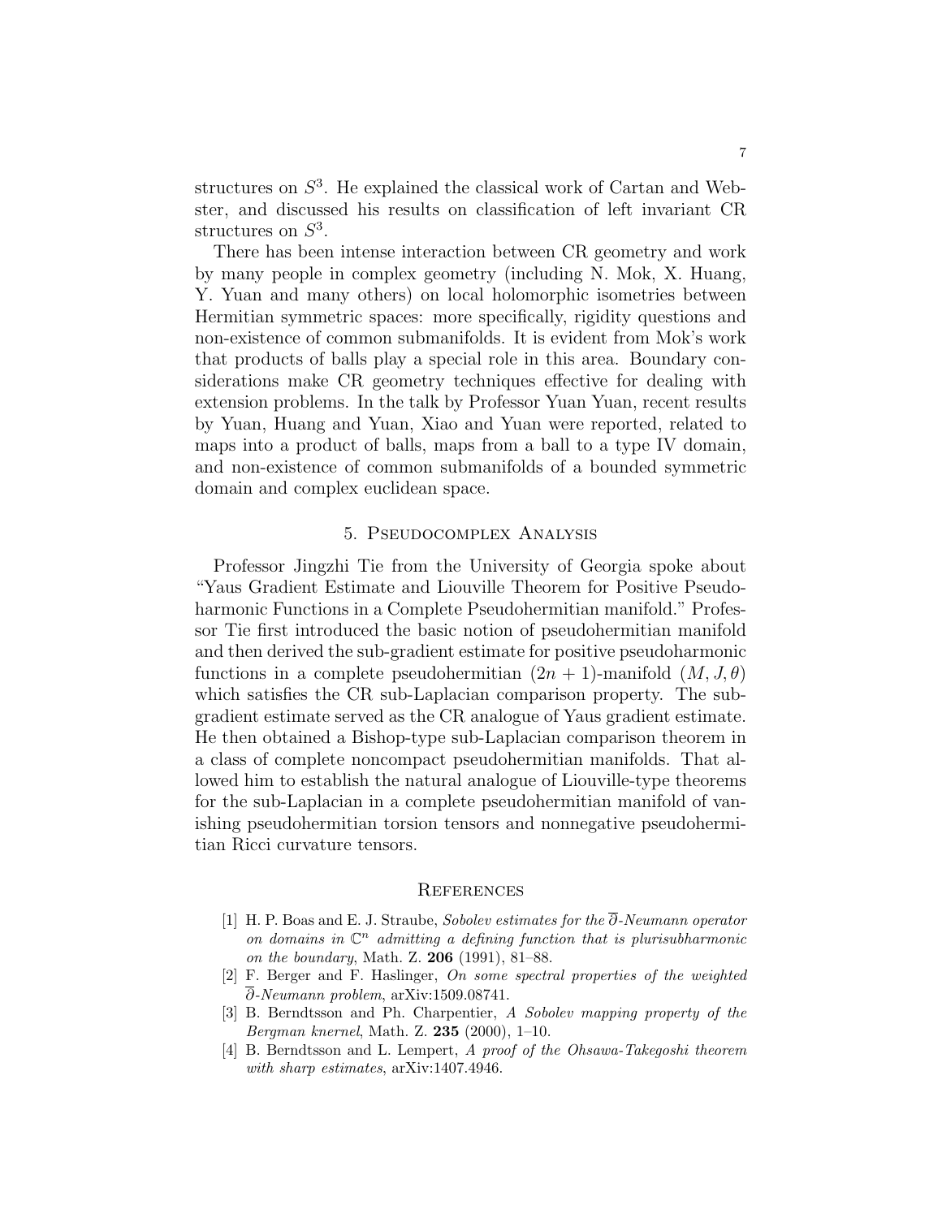structures on $S^3$. He explained the classical work of Cartan and Webster, and discussed his results on classification of left invariant CR structures on $S^3$.

There has been intense interaction between CR geometry and work by many people in complex geometry (including N. Mok, X. Huang, Y. Yuan and many others) on local holomorphic isometries between Hermitian symmetric spaces: more specifically, rigidity questions and non-existence of common submanifolds. It is evident from Mok's work that products of balls play a special role in this area. Boundary considerations make CR geometry techniques effective for dealing with extension problems. In the talk by Professor Yuan Yuan, recent results by Yuan, Huang and Yuan, Xiao and Yuan were reported, related to maps into a product of balls, maps from a ball to a type IV domain, and non-existence of common submanifolds of a bounded symmetric domain and complex euclidean space.

## 5. Pseudocomplex Analysis

Professor Jingzhi Tie from the University of Georgia spoke about "Yaus Gradient Estimate and Liouville Theorem for Positive Pseudoharmonic Functions in a Complete Pseudohermitian manifold." Professor Tie first introduced the basic notion of pseudohermitian manifold and then derived the sub-gradient estimate for positive pseudoharmonic functions in a complete pseudohermitian $(2n+1)$-manifold $(M, J, \theta)$ which satisfies the CR sub-Laplacian comparison property. The sub-gradient estimate served as the CR analogue of Yaus gradient estimate. He then obtained a Bishop-type sub-Laplacian comparison theorem in a class of complete noncompact pseudohermitian manifolds. That allowed him to establish the natural analogue of Liouville-type theorems for the sub-Laplacian in a complete pseudohermitian manifold of vanishing pseudohermitian torsion tensors and nonnegative pseudohermitian Ricci curvature tensors.

## References

[1] H. P. Boas and E. J. Straube, *Sobolev estimates for the $\overline{\partial}$-Neumann operator on domains in $\mathbb{C}^n$ admitting a defining function that is plurisubharmonic on the boundary*, Math. Z. **206** (1991), 81–88.

[2] F. Berger and F. Haslinger, *On some spectral properties of the weighted $\overline{\partial}$-Neumann problem*, arXiv:1509.08741.

[3] B. Berndtsson and Ph. Charpentier, *A Sobolev mapping property of the Bergman knernel*, Math. Z. **235** (2000), 1–10.

[4] B. Berndtsson and L. Lempert, *A proof of the Ohsawa-Takegoshi theorem with sharp estimates*, arXiv:1407.4946.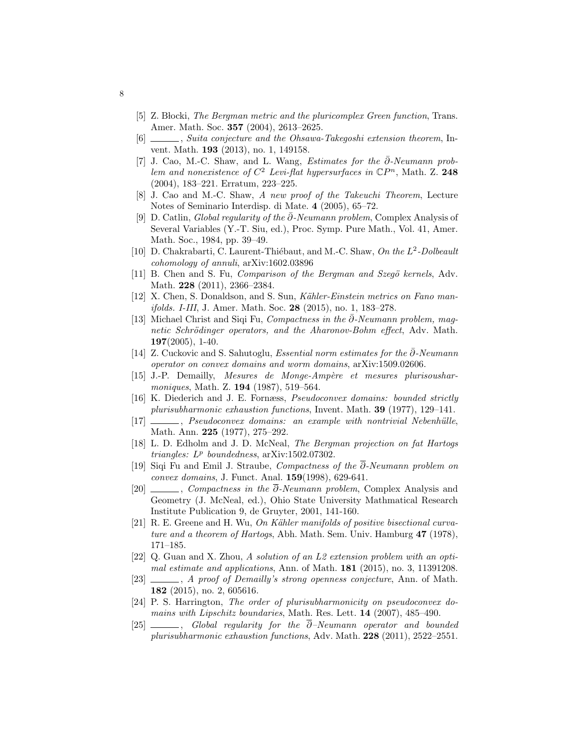[5] Z. Błocki, *The Bergman metric and the pluricomplex Green function*, Trans. Amer. Math. Soc. **357** (2004), 2613–2625.

[6] ______, *Suita conjecture and the Ohsawa-Takegoshi extension theorem*, Invent. Math. **193** (2013), no. 1, 149158.

[7] J. Cao, M.-C. Shaw, and L. Wang, *Estimates for the $\bar{\partial}$-Neumann problem and nonexistence of $C^2$ Levi-flat hypersurfaces in $\mathbb{C}P^n$*, Math. Z. **248** (2004), 183–221. Erratum, 223–225.

[8] J. Cao and M.-C. Shaw, *A new proof of the Takeuchi Theorem*, Lecture Notes of Seminario Interdisp. di Mate. **4** (2005), 65–72.

[9] D. Catlin, *Global regularity of the $\bar{\partial}$-Neumann problem*, Complex Analysis of Several Variables (Y.-T. Siu, ed.), Proc. Symp. Pure Math., Vol. 41, Amer. Math. Soc., 1984, pp. 39–49.

[10] D. Chakrabarti, C. Laurent-Thiébaut, and M.-C. Shaw, *On the $L^2$-Dolbeault cohomology of annuli*, arXiv:1602.03896

[11] B. Chen and S. Fu, *Comparison of the Bergman and Szegö kernels*, Adv. Math. **228** (2011), 2366–2384.

[12] X. Chen, S. Donaldson, and S. Sun, *Kähler-Einstein metrics on Fano manifolds. I-III*, J. Amer. Math. Soc. **28** (2015), no. 1, 183–278.

[13] Michael Christ and Siqi Fu, *Compactness in the $\bar{\partial}$-Neumann problem, magnetic Schrödinger operators, and the Aharonov-Bohm effect*, Adv. Math. **197**(2005), 1-40.

[14] Z. Cuckovic and S. Sahutoglu, *Essential norm estimates for the $\bar{\partial}$-Neumann operator on convex domains and worm domains*, arXiv:1509.02606.

[15] J.-P. Demailly, *Mesures de Monge-Ampère et mesures plurisousharmoniques*, Math. Z. **194** (1987), 519–564.

[16] K. Diederich and J. E. Fornæss, *Pseudoconvex domains: bounded strictly plurisubharmonic exhaustion functions*, Invent. Math. **39** (1977), 129–141.

[17] ______, *Pseudoconvex domains: an example with nontrivial Nebenhülle*, Math. Ann. **225** (1977), 275–292.

[18] L. D. Edholm and J. D. McNeal, *The Bergman projection on fat Hartogs triangles: $L^p$ boundedness*, arXiv:1502.07302.

[19] Siqi Fu and Emil J. Straube, *Compactness of the $\overline{\partial}$-Neumann problem on convex domains*, J. Funct. Anal. **159**(1998), 629-641.

[20] ______, *Compactness in the $\overline{\partial}$-Neumann problem*, Complex Analysis and Geometry (J. McNeal, ed.), Ohio State University Mathmatical Research Institute Publication 9, de Gruyter, 2001, 141-160.

[21] R. E. Greene and H. Wu, *On Kähler manifolds of positive bisectional curvature and a theorem of Hartogs*, Abh. Math. Sem. Univ. Hamburg **47** (1978), 171–185.

[22] Q. Guan and X. Zhou, *A solution of an L2 extension problem with an optimal estimate and applications*, Ann. of Math. **181** (2015), no. 3, 11391208.

[23] ______, *A proof of Demailly's strong openness conjecture*, Ann. of Math. **182** (2015), no. 2, 605616.

[24] P. S. Harrington, *The order of plurisubharmonicity on pseudoconvex domains with Lipschitz boundaries*, Math. Res. Lett. **14** (2007), 485–490.

[25] ______, *Global regularity for the $\overline{\partial}$–Neumann operator and bounded plurisubharmonic exhaustion functions*, Adv. Math. **228** (2011), 2522–2551.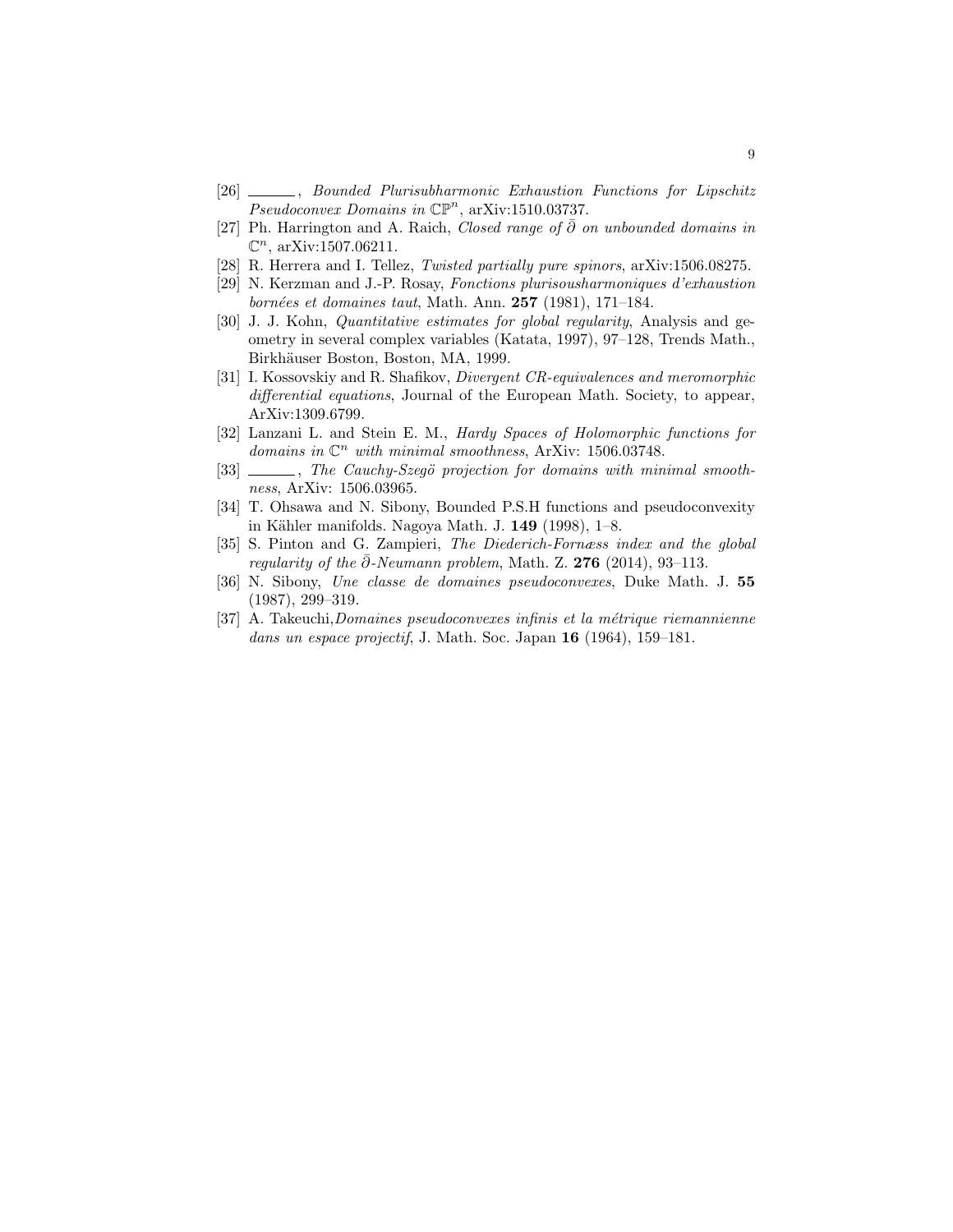[26] ———, *Bounded Plurisubharmonic Exhaustion Functions for Lipschitz Pseudoconvex Domains in* $\mathbb{CP}^n$, arXiv:1510.03737.

[27] Ph. Harrington and A. Raich, *Closed range of* $\bar{\partial}$ *on unbounded domains in* $\mathbb{C}^n$, arXiv:1507.06211.

[28] R. Herrera and I. Tellez, *Twisted partially pure spinors*, arXiv:1506.08275.

[29] N. Kerzman and J.-P. Rosay, *Fonctions plurisousharmoniques d'exhaustion bornées et domaines taut*, Math. Ann. **257** (1981), 171–184.

[30] J. J. Kohn, *Quantitative estimates for global regularity*, Analysis and geometry in several complex variables (Katata, 1997), 97–128, Trends Math., Birkhäuser Boston, Boston, MA, 1999.

[31] I. Kossovskiy and R. Shafikov, *Divergent CR-equivalences and meromorphic differential equations*, Journal of the European Math. Society, to appear, ArXiv:1309.6799.

[32] Lanzani L. and Stein E. M., *Hardy Spaces of Holomorphic functions for domains in* $\mathbb{C}^n$ *with minimal smoothness*, ArXiv: 1506.03748.

[33] ———, *The Cauchy-Szegö projection for domains with minimal smoothness*, ArXiv: 1506.03965.

[34] T. Ohsawa and N. Sibony, Bounded P.S.H functions and pseudoconvexity in Kähler manifolds. Nagoya Math. J. **149** (1998), 1–8.

[35] S. Pinton and G. Zampieri, *The Diederich-Fornæss index and the global regularity of the* $\bar{\partial}$*-Neumann problem*, Math. Z. **276** (2014), 93–113.

[36] N. Sibony, *Une classe de domaines pseudoconvexes*, Duke Math. J. **55** (1987), 299–319.

[37] A. Takeuchi, *Domaines pseudoconvexes infinis et la métrique riemannienne dans un espace projectif*, J. Math. Soc. Japan **16** (1964), 159–181.